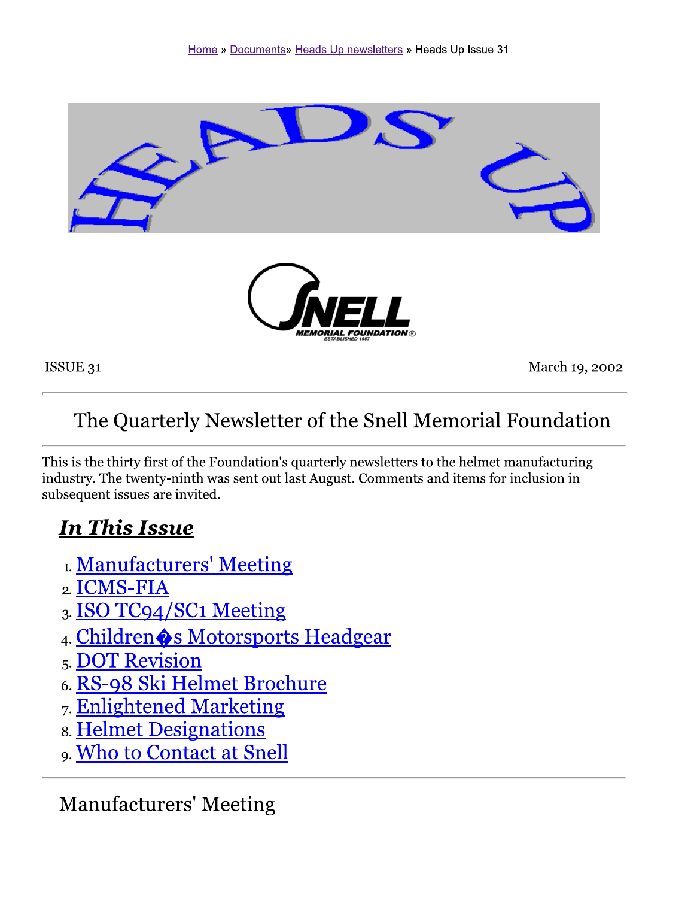Home » Documents» Heads Up newsletters » Heads Up Issue 31

ISSUE 31

March 19, 2002

## The Quarterly Newsletter of the Snell Memorial Foundation

This is the thirty first of the Foundation's quarterly newsletters to the helmet manufacturing industry. The twenty-ninth was sent out last August. Comments and items for inclusion in subsequent issues are invited.

### *In This Issue*

1. Manufacturers' Meeting
2. ICMS-FIA
3. ISO TC94/SC1 Meeting
4. Children�s Motorsports Headgear
5. DOT Revision
6. RS-98 Ski Helmet Brochure
7. Enlightened Marketing
8. Helmet Designations
9. Who to Contact at Snell

## Manufacturers' Meeting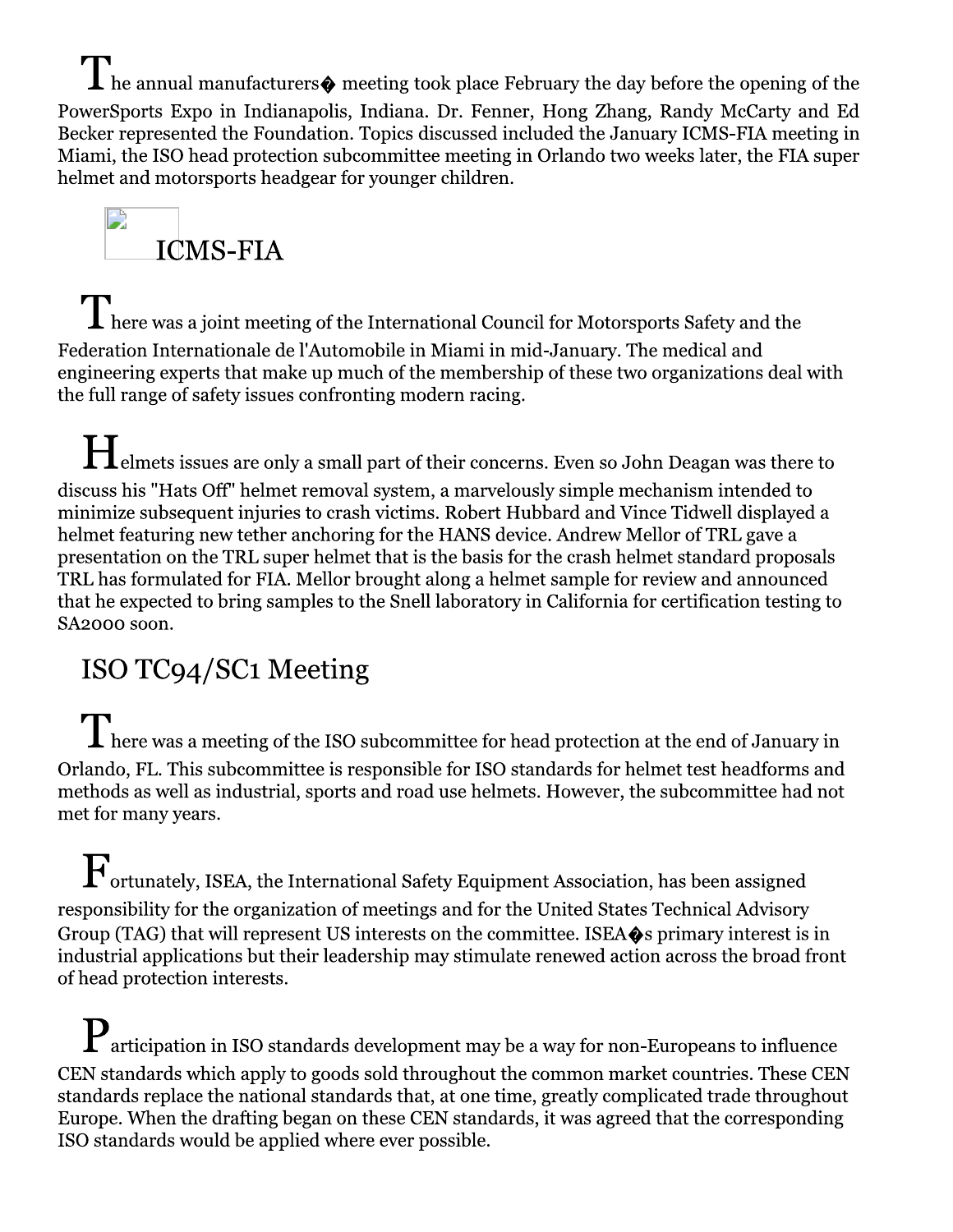The annual manufacturers� meeting took place February the day before the opening of the PowerSports Expo in Indianapolis, Indiana. Dr. Fenner, Hong Zhang, Randy McCarty and Ed Becker represented the Foundation. Topics discussed included the January ICMS-FIA meeting in Miami, the ISO head protection subcommittee meeting in Orlando two weeks later, the FIA super helmet and motorsports headgear for younger children.

## ICMS-FIA

There was a joint meeting of the International Council for Motorsports Safety and the Federation Internationale de l'Automobile in Miami in mid-January. The medical and engineering experts that make up much of the membership of these two organizations deal with the full range of safety issues confronting modern racing.

Helmets issues are only a small part of their concerns. Even so John Deagan was there to discuss his "Hats Off" helmet removal system, a marvelously simple mechanism intended to minimize subsequent injuries to crash victims. Robert Hubbard and Vince Tidwell displayed a helmet featuring new tether anchoring for the HANS device. Andrew Mellor of TRL gave a presentation on the TRL super helmet that is the basis for the crash helmet standard proposals TRL has formulated for FIA. Mellor brought along a helmet sample for review and announced that he expected to bring samples to the Snell laboratory in California for certification testing to SA2000 soon.

## ISO TC94/SC1 Meeting

There was a meeting of the ISO subcommittee for head protection at the end of January in Orlando, FL. This subcommittee is responsible for ISO standards for helmet test headforms and methods as well as industrial, sports and road use helmets. However, the subcommittee had not met for many years.

Fortunately, ISEA, the International Safety Equipment Association, has been assigned responsibility for the organization of meetings and for the United States Technical Advisory Group (TAG) that will represent US interests on the committee. ISEA�s primary interest is in industrial applications but their leadership may stimulate renewed action across the broad front of head protection interests.

Participation in ISO standards development may be a way for non-Europeans to influence CEN standards which apply to goods sold throughout the common market countries. These CEN standards replace the national standards that, at one time, greatly complicated trade throughout Europe. When the drafting began on these CEN standards, it was agreed that the corresponding ISO standards would be applied where ever possible.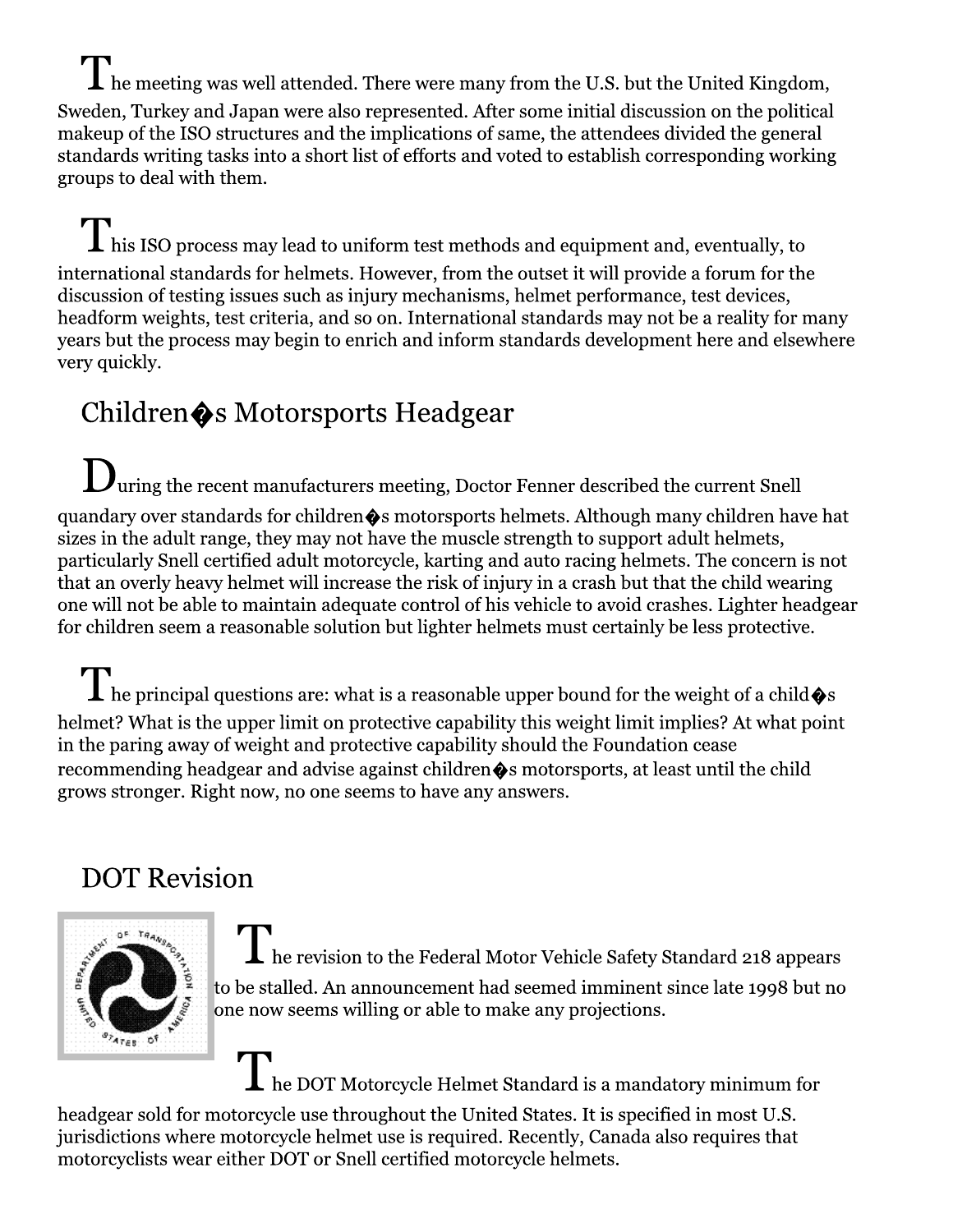The meeting was well attended. There were many from the U.S. but the United Kingdom, Sweden, Turkey and Japan were also represented. After some initial discussion on the political makeup of the ISO structures and the implications of same, the attendees divided the general standards writing tasks into a short list of efforts and voted to establish corresponding working groups to deal with them.

This ISO process may lead to uniform test methods and equipment and, eventually, to international standards for helmets. However, from the outset it will provide a forum for the discussion of testing issues such as injury mechanisms, helmet performance, test devices, headform weights, test criteria, and so on. International standards may not be a reality for many years but the process may begin to enrich and inform standards development here and elsewhere very quickly.

## Children�s Motorsports Headgear

During the recent manufacturers meeting, Doctor Fenner described the current Snell quandary over standards for children�s motorsports helmets. Although many children have hat sizes in the adult range, they may not have the muscle strength to support adult helmets, particularly Snell certified adult motorcycle, karting and auto racing helmets. The concern is not that an overly heavy helmet will increase the risk of injury in a crash but that the child wearing one will not be able to maintain adequate control of his vehicle to avoid crashes. Lighter headgear for children seem a reasonable solution but lighter helmets must certainly be less protective.

The principal questions are: what is a reasonable upper bound for the weight of a child�s helmet? What is the upper limit on protective capability this weight limit implies? At what point in the paring away of weight and protective capability should the Foundation cease recommending headgear and advise against children�s motorsports, at least until the child grows stronger. Right now, no one seems to have any answers.

## DOT Revision

The revision to the Federal Motor Vehicle Safety Standard 218 appears to be stalled. An announcement had seemed imminent since late 1998 but no one now seems willing or able to make any projections.

The DOT Motorcycle Helmet Standard is a mandatory minimum for headgear sold for motorcycle use throughout the United States. It is specified in most U.S. jurisdictions where motorcycle helmet use is required. Recently, Canada also requires that motorcyclists wear either DOT or Snell certified motorcycle helmets.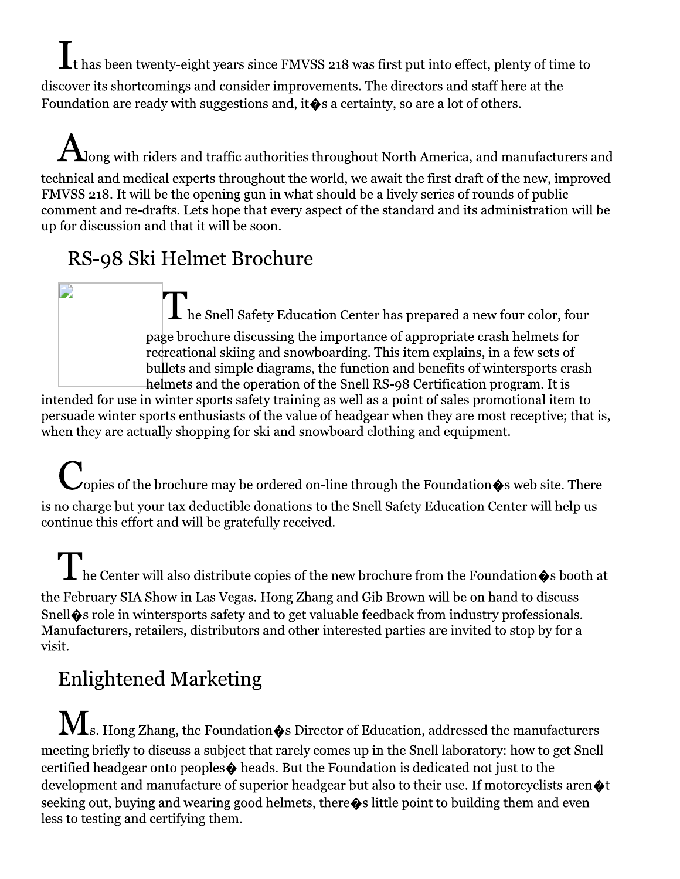It has been twenty-eight years since FMVSS 218 was first put into effect, plenty of time to discover its shortcomings and consider improvements. The directors and staff here at the Foundation are ready with suggestions and, it�s a certainty, so are a lot of others.

Along with riders and traffic authorities throughout North America, and manufacturers and technical and medical experts throughout the world, we await the first draft of the new, improved FMVSS 218. It will be the opening gun in what should be a lively series of rounds of public comment and re-drafts. Lets hope that every aspect of the standard and its administration will be up for discussion and that it will be soon.

## RS-98 Ski Helmet Brochure

The Snell Safety Education Center has prepared a new four color, four page brochure discussing the importance of appropriate crash helmets for recreational skiing and snowboarding. This item explains, in a few sets of bullets and simple diagrams, the function and benefits of wintersports crash helmets and the operation of the Snell RS-98 Certification program. It is intended for use in winter sports safety training as well as a point of sales promotional item to persuade winter sports enthusiasts of the value of headgear when they are most receptive; that is, when they are actually shopping for ski and snowboard clothing and equipment.

Copies of the brochure may be ordered on-line through the Foundation�s web site. There is no charge but your tax deductible donations to the Snell Safety Education Center will help us continue this effort and will be gratefully received.

The Center will also distribute copies of the new brochure from the Foundation�s booth at the February SIA Show in Las Vegas. Hong Zhang and Gib Brown will be on hand to discuss Snell�s role in wintersports safety and to get valuable feedback from industry professionals. Manufacturers, retailers, distributors and other interested parties are invited to stop by for a visit.

## Enlightened Marketing

Ms. Hong Zhang, the Foundation�s Director of Education, addressed the manufacturers meeting briefly to discuss a subject that rarely comes up in the Snell laboratory: how to get Snell certified headgear onto peoples� heads. But the Foundation is dedicated not just to the development and manufacture of superior headgear but also to their use. If motorcyclists aren�t seeking out, buying and wearing good helmets, there�s little point to building them and even less to testing and certifying them.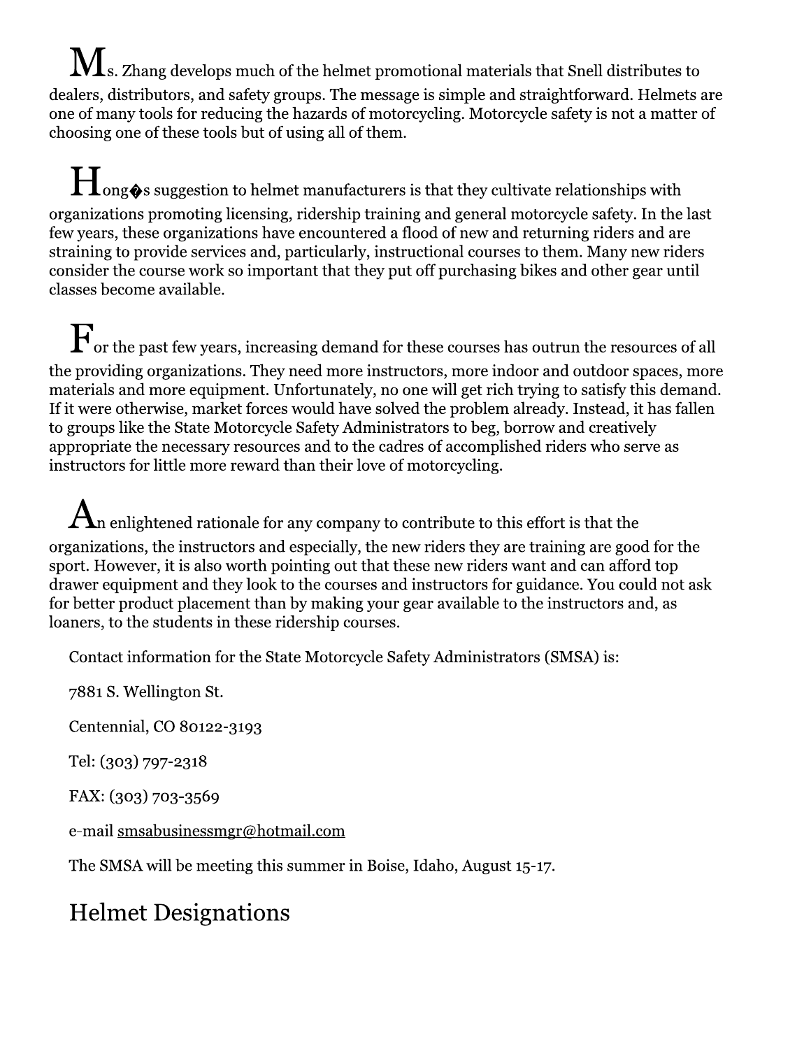Ms. Zhang develops much of the helmet promotional materials that Snell distributes to dealers, distributors, and safety groups. The message is simple and straightforward. Helmets are one of many tools for reducing the hazards of motorcycling. Motorcycle safety is not a matter of choosing one of these tools but of using all of them.

Hong�s suggestion to helmet manufacturers is that they cultivate relationships with organizations promoting licensing, ridership training and general motorcycle safety. In the last few years, these organizations have encountered a flood of new and returning riders and are straining to provide services and, particularly, instructional courses to them. Many new riders consider the course work so important that they put off purchasing bikes and other gear until classes become available.

For the past few years, increasing demand for these courses has outrun the resources of all the providing organizations. They need more instructors, more indoor and outdoor spaces, more materials and more equipment. Unfortunately, no one will get rich trying to satisfy this demand. If it were otherwise, market forces would have solved the problem already. Instead, it has fallen to groups like the State Motorcycle Safety Administrators to beg, borrow and creatively appropriate the necessary resources and to the cadres of accomplished riders who serve as instructors for little more reward than their love of motorcycling.

An enlightened rationale for any company to contribute to this effort is that the organizations, the instructors and especially, the new riders they are training are good for the sport. However, it is also worth pointing out that these new riders want and can afford top drawer equipment and they look to the courses and instructors for guidance. You could not ask for better product placement than by making your gear available to the instructors and, as loaners, to the students in these ridership courses.

Contact information for the State Motorcycle Safety Administrators (SMSA) is:

7881 S. Wellington St.

Centennial, CO 80122-3193

Tel: (303) 797-2318

FAX: (303) 703-3569

e-mail smsabusinessmgr@hotmail.com

The SMSA will be meeting this summer in Boise, Idaho, August 15-17.

## Helmet Designations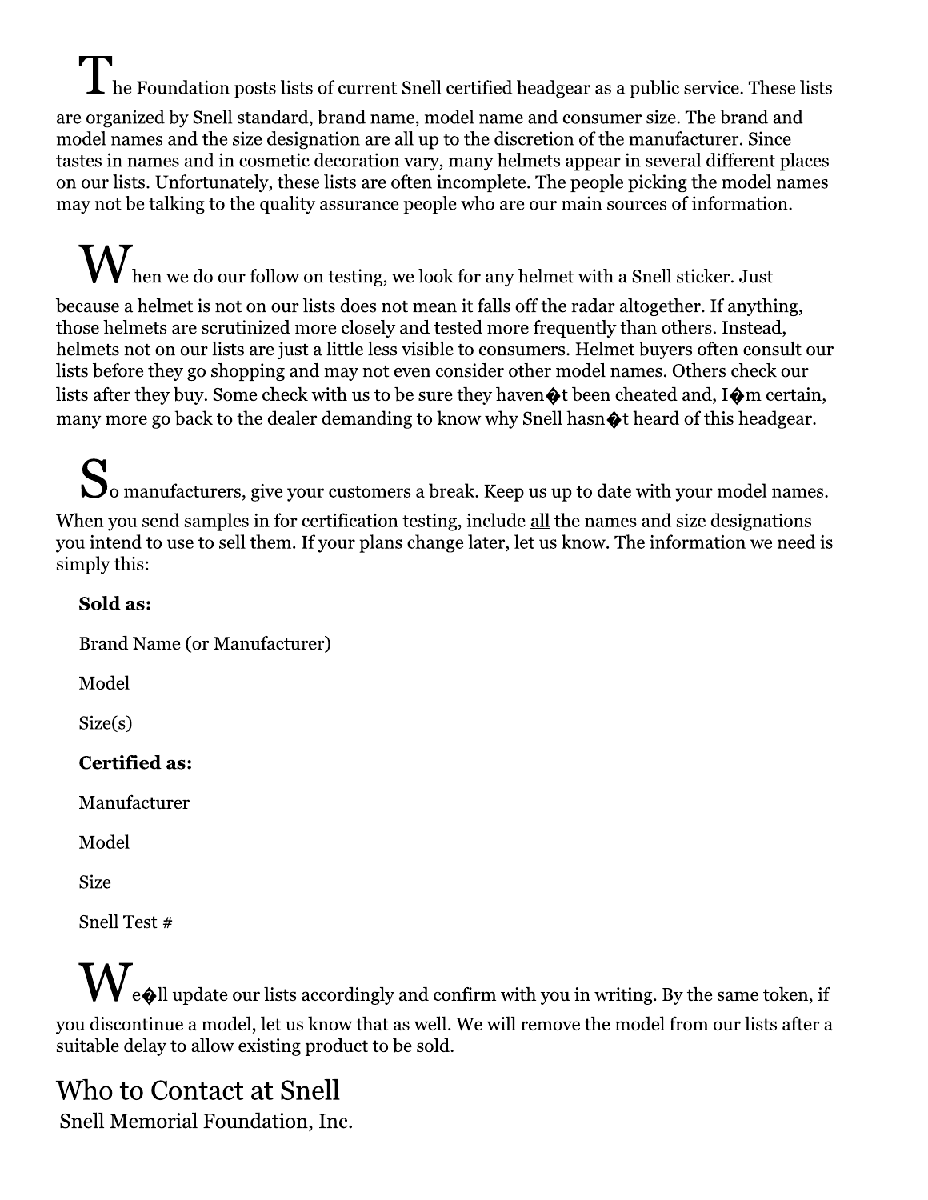The Foundation posts lists of current Snell certified headgear as a public service. These lists are organized by Snell standard, brand name, model name and consumer size. The brand and model names and the size designation are all up to the discretion of the manufacturer. Since tastes in names and in cosmetic decoration vary, many helmets appear in several different places on our lists. Unfortunately, these lists are often incomplete. The people picking the model names may not be talking to the quality assurance people who are our main sources of information.

When we do our follow on testing, we look for any helmet with a Snell sticker. Just because a helmet is not on our lists does not mean it falls off the radar altogether. If anything, those helmets are scrutinized more closely and tested more frequently than others. Instead, helmets not on our lists are just a little less visible to consumers. Helmet buyers often consult our lists before they go shopping and may not even consider other model names. Others check our lists after they buy. Some check with us to be sure they haven�t been cheated and, I�m certain, many more go back to the dealer demanding to know why Snell hasn�t heard of this headgear.

So manufacturers, give your customers a break. Keep us up to date with your model names. When you send samples in for certification testing, include <u>all</u> the names and size designations you intend to use to sell them. If your plans change later, let us know. The information we need is simply this:

**Sold as:**

Brand Name (or Manufacturer)

Model

Size(s)

**Certified as:**

Manufacturer

Model

Size

Snell Test #

We�ll update our lists accordingly and confirm with you in writing. By the same token, if you discontinue a model, let us know that as well. We will remove the model from our lists after a suitable delay to allow existing product to be sold.

## Who to Contact at Snell

Snell Memorial Foundation, Inc.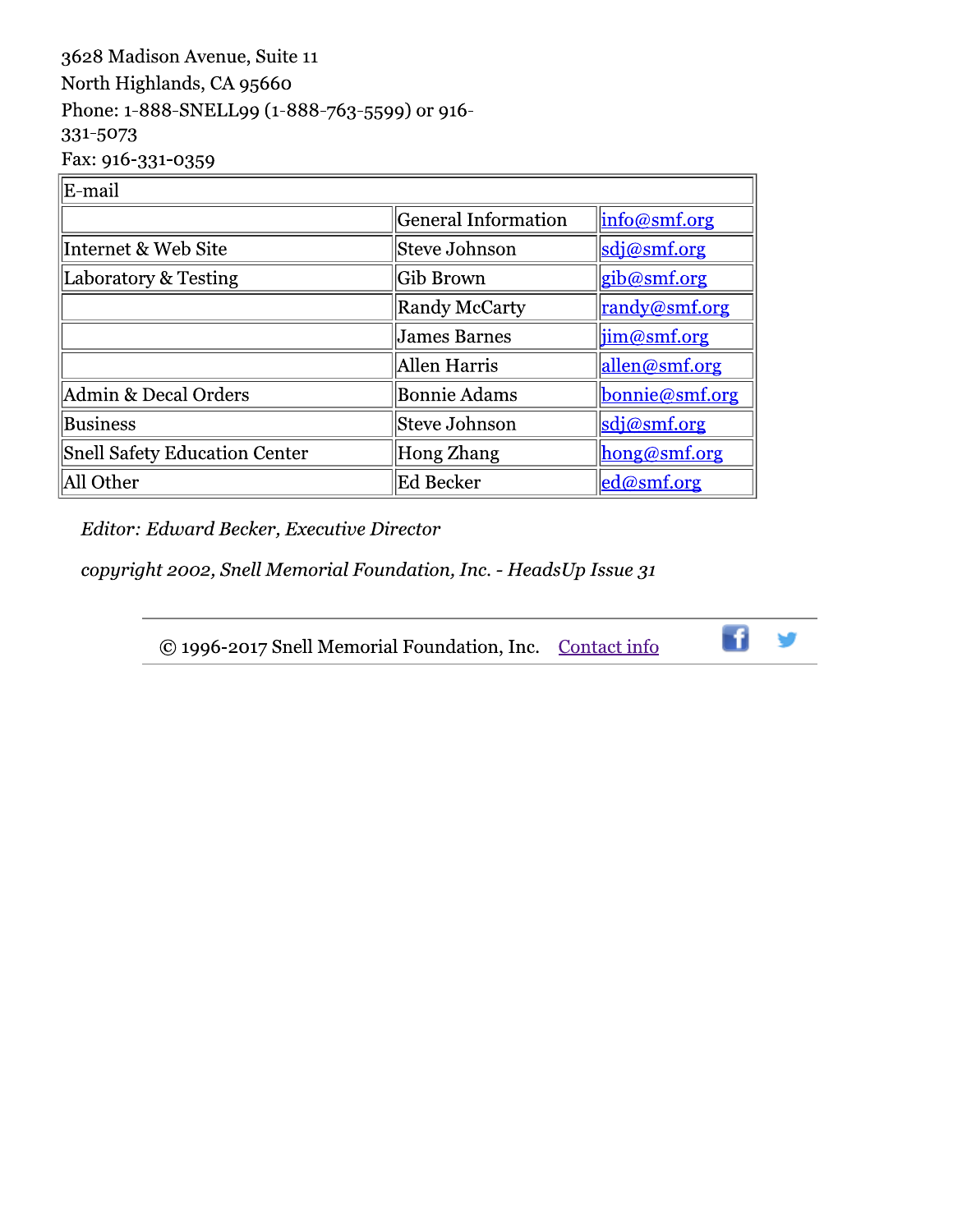3628 Madison Avenue, Suite 11
North Highlands, CA 95660
Phone: 1-888-SNELL99 (1-888-763-5599) or 916-331-5073
Fax: 916-331-0359

| E-mail | | |
|---|---|---|
| | General Information | info@smf.org |
| Internet & Web Site | Steve Johnson | sdj@smf.org |
| Laboratory & Testing | Gib Brown | gib@smf.org |
| | Randy McCarty | randy@smf.org |
| | James Barnes | jim@smf.org |
| | Allen Harris | allen@smf.org |
| Admin & Decal Orders | Bonnie Adams | bonnie@smf.org |
| Business | Steve Johnson | sdj@smf.org |
| Snell Safety Education Center | Hong Zhang | hong@smf.org |
| All Other | Ed Becker | ed@smf.org |

*Editor: Edward Becker, Executive Director*

*copyright 2002, Snell Memorial Foundation, Inc. - HeadsUp Issue 31*

© 1996-2017 Snell Memorial Foundation, Inc. Contact info